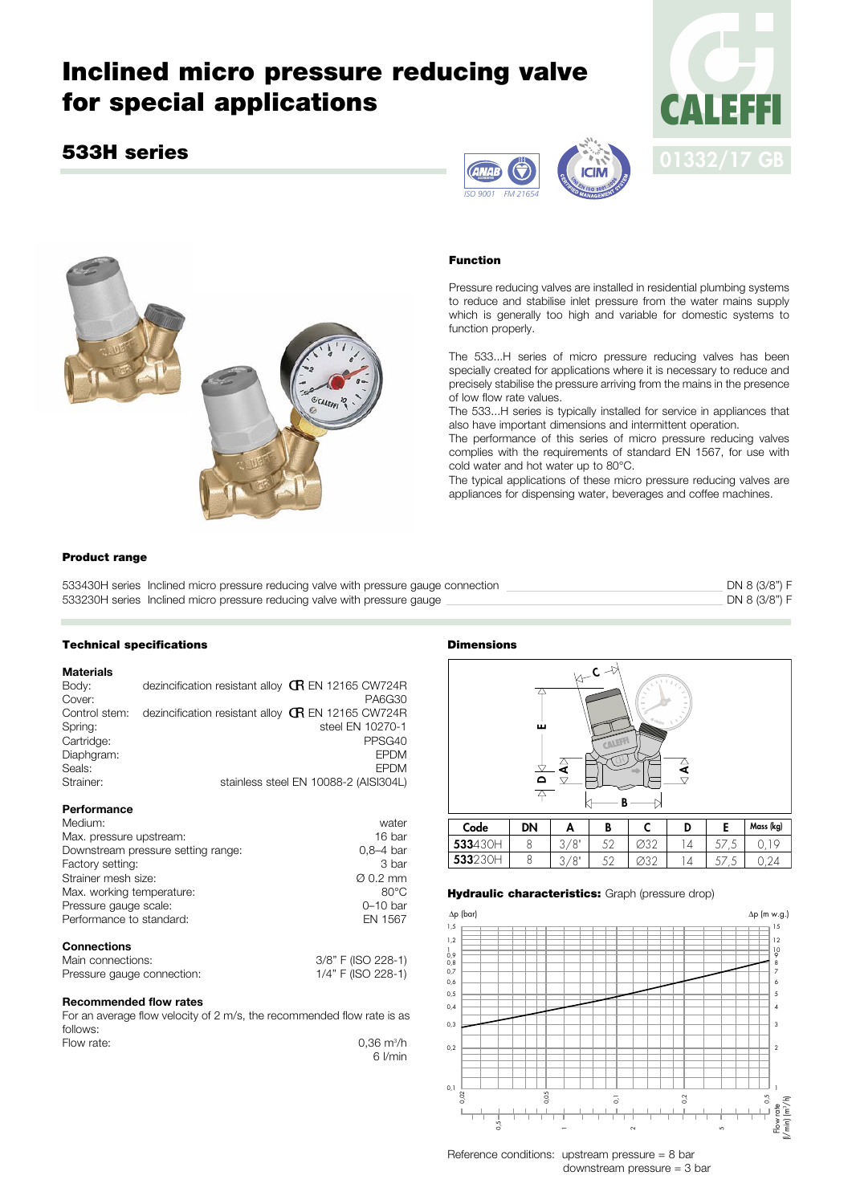# Inclined micro pressure reducing valve for special applications

## 533H series

01332/17 GB

### Function

Pressure reducing valves are installed in residential plumbing systems to reduce and stabilise inlet pressure from the water mains supply which is generally too high and variable for domestic systems to function properly.

The 533...H series of micro pressure reducing valves has been specially created for applications where it is necessary to reduce and precisely stabilise the pressure arriving from the mains in the presence of low flow rate values.

The 533...H series is typically installed for service in appliances that also have important dimensions and intermittent operation.

The performance of this series of micro pressure reducing valves complies with the requirements of standard EN 1567, for use with cold water and hot water up to 80°C.

The typical applications of these micro pressure reducing valves are appliances for dispensing water, beverages and coffee machines.

### Product range

533430H series Inclined micro pressure reducing valve with pressure gauge connection — DN 8 (3/8") F

533230H series Inclined micro pressure reducing valve with pressure gauge — DN 8 (3/8") F

### Technical specifications

**Materials**

| | |
|---|---|
| Body: | dezincification resistant alloy CR EN 12165 CW724R |
| Cover: | PA6G30 |
| Control stem: | dezincification resistant alloy CR EN 12165 CW724R |
| Spring: | steel EN 10270-1 |
| Cartridge: | PPSG40 |
| Diaphgram: | EPDM |
| Seals: | EPDM |
| Strainer: | stainless steel EN 10088-2 (AISI304L) |

**Performance**

| | |
|---|---|
| Medium: | water |
| Max. pressure upstream: | 16 bar |
| Downstream pressure setting range: | 0,8–4 bar |
| Factory setting: | 3 bar |
| Strainer mesh size: | Ø 0.2 mm |
| Max. working temperature: | 80°C |
| Pressure gauge scale: | 0–10 bar |
| Performance to standard: | EN 1567 |

**Connections**

| | |
|---|---|
| Main connections: | 3/8" F (ISO 228-1) |
| Pressure gauge connection: | 1/4" F (ISO 228-1) |

**Recommended flow rates**

For an average flow velocity of 2 m/s, the recommended flow rate is as follows:

| | |
|---|---|
| Flow rate: | 0,36 $m^3/h$ |
| | 6 l/min |

### Dimensions

| Code | DN | A | B | C | D | E | Mass (kg) |
|---|---|---|---|---|---|---|---|
| **533**430H | 8 | 3/8" | 52 | Ø32 | 14 | 57,5 | 0,19 |
| **533**230H | 8 | 3/8" | 52 | Ø32 | 14 | 57,5 | 0,24 |

### Hydraulic characteristics: Graph (pressure drop)

Reference conditions: upstream pressure = 8 bar
downstream pressure = 3 bar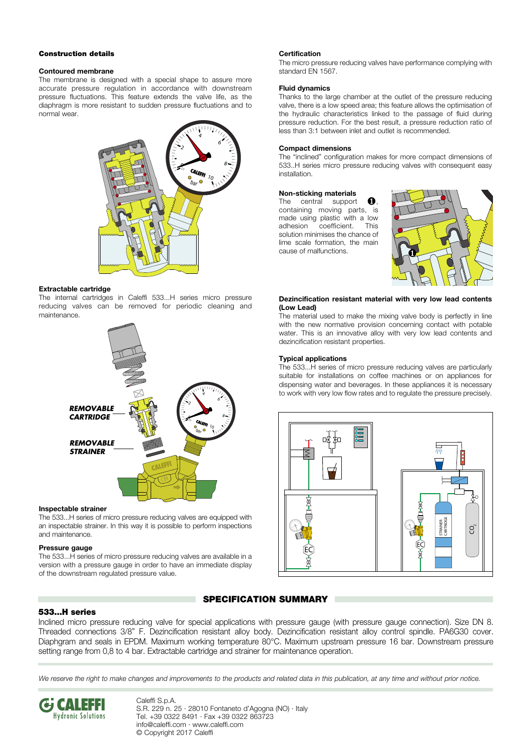## Construction details

### Contoured membrane

The membrane is designed with a special shape to assure more accurate pressure regulation in accordance with downstream pressure fluctuations. This feature extends the valve life, as the diaphragm is more resistant to sudden pressure fluctuations and to normal wear.

### Extractable cartridge

The internal cartridges in Caleffi 533...H series micro pressure reducing valves can be removed for periodic cleaning and maintenance.

REMOVABLE CARTRIDGE

REMOVABLE STRAINER

### Inspectable strainer

The 533...H series of micro pressure reducing valves are equipped with an inspectable strainer. In this way it is possible to perform inspections and maintenance.

### Pressure gauge

The 533...H series of micro pressure reducing valves are available in a version with a pressure gauge in order to have an immediate display of the downstream regulated pressure value.

### Certification

The micro pressure reducing valves have performance complying with standard EN 1567.

### Fluid dynamics

Thanks to the large chamber at the outlet of the pressure reducing valve, there is a low speed area; this feature allows the optimisation of the hydraulic characteristics linked to the passage of fluid during pressure reduction. For the best result, a pressure reduction ratio of less than 3:1 between inlet and outlet is recommended.

### Compact dimensions

The "inclined" configuration makes for more compact dimensions of 533..H series micro pressure reducing valves with consequent easy installation.

### Non-sticking materials

The central support ❶, containing moving parts, is made using plastic with a low adhesion coefficient. This solution minimises the chance of lime scale formation, the main cause of malfunctions.

### Dezincification resistant material with very low lead contents (Low Lead)

The material used to make the mixing valve body is perfectly in line with the new normative provision concerning contact with potable water. This is an innovative alloy with very low lead contents and dezincification resistant properties.

### Typical applications

The 533...H series of micro pressure reducing valves are particularly suitable for installations on coffee machines or on appliances for dispensing water and beverages. In these appliances it is necessary to work with very low flow rates and to regulate the pressure precisely.

EC

EC

STRAINER CARTRIDGE

$CO_2$

## SPECIFICATION SUMMARY

### 533...H series

Inclined micro pressure reducing valve for special applications with pressure gauge (with pressure gauge connection). Size DN 8. Threaded connections 3/8" F. Dezincification resistant alloy body. Dezincification resistant alloy control spindle. PA6G30 cover. Diaphgram and seals in EPDM. Maximum working temperature 80°C. Maximum upstream pressure 16 bar. Downstream pressure setting range from 0,8 to 4 bar. Extractable cartridge and strainer for maintenance operation.

*We reserve the right to make changes and improvements to the products and related data in this publication, at any time and without prior notice.*

CALEFFI Hydronic Solutions

Caleffi S.p.A.
S.R. 229 n. 25 · 28010 Fontaneto d'Agogna (NO) · Italy
Tel. +39 0322 8491 · Fax +39 0322 863723
info@caleffi.com · www.caleffi.com
© Copyright 2017 Caleffi